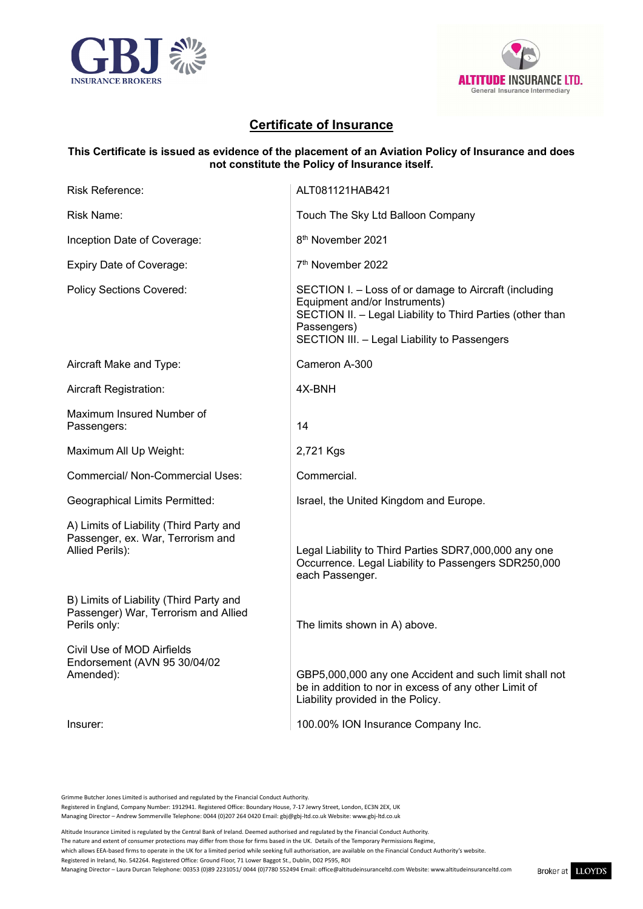GBJ INSURANCE BROKERS

ALTITUDE INSURANCE LTD.
General Insurance Intermediary

# Certificate of Insurance

**This Certificate is issued as evidence of the placement of an Aviation Policy of Insurance and does not constitute the Policy of Insurance itself.**

| | |
|---|---|
| Risk Reference: | ALT081121HAB421 |
| Risk Name: | Touch The Sky Ltd Balloon Company |
| Inception Date of Coverage: | 8th November 2021 |
| Expiry Date of Coverage: | 7th November 2022 |
| Policy Sections Covered: | SECTION I. – Loss of or damage to Aircraft (including Equipment and/or Instruments)<br>SECTION II. – Legal Liability to Third Parties (other than Passengers)<br>SECTION III. – Legal Liability to Passengers |
| Aircraft Make and Type: | Cameron A-300 |
| Aircraft Registration: | 4X-BNH |
| Maximum Insured Number of Passengers: | 14 |
| Maximum All Up Weight: | 2,721 Kgs |
| Commercial/ Non-Commercial Uses: | Commercial. |
| Geographical Limits Permitted: | Israel, the United Kingdom and Europe. |
| A) Limits of Liability (Third Party and Passenger, ex. War, Terrorism and Allied Perils): | Legal Liability to Third Parties SDR7,000,000 any one Occurrence. Legal Liability to Passengers SDR250,000 each Passenger. |
| B) Limits of Liability (Third Party and Passenger) War, Terrorism and Allied Perils only: | The limits shown in A) above. |
| Civil Use of MOD Airfields Endorsement (AVN 95 30/04/02 Amended): | GBP5,000,000 any one Accident and such limit shall not be in addition to nor in excess of any other Limit of Liability provided in the Policy. |
| Insurer: | 100.00% ION Insurance Company Inc. |

Grimme Butcher Jones Limited is authorised and regulated by the Financial Conduct Authority.
Registered in England, Company Number: 1912941. Registered Office: Boundary House, 7-17 Jewry Street, London, EC3N 2EX, UK
Managing Director – Andrew Sommerville Telephone: 0044 (0)207 264 0420 Email: gbj@gbj-ltd.co.uk Website: www.gbj-ltd.co.uk

Altitude Insurance Limited is regulated by the Central Bank of Ireland. Deemed authorised and regulated by the Financial Conduct Authority.
The nature and extent of consumer protections may differ from those for firms based in the UK. Details of the Temporary Permissions Regime, which allows EEA-based firms to operate in the UK for a limited period while seeking full authorisation, are available on the Financial Conduct Authority's website.
Registered in Ireland, No. 542264. Registered Office: Ground Floor, 71 Lower Baggot St., Dublin, D02 P595, ROI
Managing Director – Laura Durcan Telephone: 00353 (0)89 2231051/ 0044 (0)7780 552494 Email: office@altitudeinsuranceltd.com Website: www.altitudeinsuranceltd.com

Broker at LLOYD'S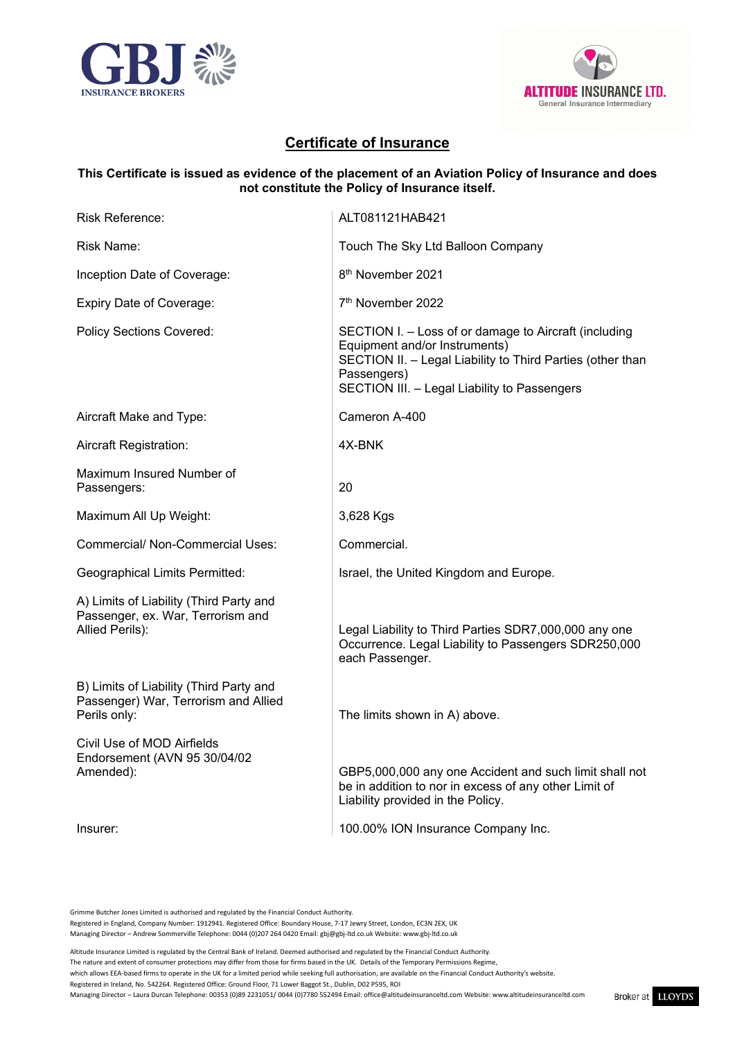GBJ INSURANCE BROKERS

ALTITUDE INSURANCE LTD.
General Insurance Intermediary

## Certificate of Insurance

**This Certificate is issued as evidence of the placement of an Aviation Policy of Insurance and does not constitute the Policy of Insurance itself.**

| | |
|---|---|
| Risk Reference: | ALT081121HAB421 |
| Risk Name: | Touch The Sky Ltd Balloon Company |
| Inception Date of Coverage: | 8th November 2021 |
| Expiry Date of Coverage: | 7th November 2022 |
| Policy Sections Covered: | SECTION I. – Loss of or damage to Aircraft (including Equipment and/or Instruments)<br>SECTION II. – Legal Liability to Third Parties (other than Passengers)<br>SECTION III. – Legal Liability to Passengers |
| Aircraft Make and Type: | Cameron A-400 |
| Aircraft Registration: | 4X-BNK |
| Maximum Insured Number of Passengers: | 20 |
| Maximum All Up Weight: | 3,628 Kgs |
| Commercial/ Non-Commercial Uses: | Commercial. |
| Geographical Limits Permitted: | Israel, the United Kingdom and Europe. |
| A) Limits of Liability (Third Party and Passenger, ex. War, Terrorism and Allied Perils): | Legal Liability to Third Parties SDR7,000,000 any one Occurrence. Legal Liability to Passengers SDR250,000 each Passenger. |
| B) Limits of Liability (Third Party and Passenger) War, Terrorism and Allied Perils only: | The limits shown in A) above. |
| Civil Use of MOD Airfields Endorsement (AVN 95 30/04/02 Amended): | GBP5,000,000 any one Accident and such limit shall not be in addition to nor in excess of any other Limit of Liability provided in the Policy. |
| Insurer: | 100.00% ION Insurance Company Inc. |

Grimme Butcher Jones Limited is authorised and regulated by the Financial Conduct Authority.
Registered in England, Company Number: 1912941. Registered Office: Boundary House, 7-17 Jewry Street, London, EC3N 2EX, UK
Managing Director – Andrew Sommerville Telephone: 0044 (0)207 264 0420 Email: gbj@gbj-ltd.co.uk Website: www.gbj-ltd.co.uk

Altitude Insurance Limited is regulated by the Central Bank of Ireland. Deemed authorised and regulated by the Financial Conduct Authority.
The nature and extent of consumer protections may differ from those for firms based in the UK. Details of the Temporary Permissions Regime, which allows EEA-based firms to operate in the UK for a limited period while seeking full authorisation, are available on the Financial Conduct Authority's website.
Registered in Ireland, No. 542264. Registered Office: Ground Floor, 71 Lower Baggot St., Dublin, D02 P595, ROI
Managing Director – Laura Durcan Telephone: 00353 (0)89 2231051/ 0044 (0)7780 552494 Email: office@altitudeinsuranceltd.com Website: www.altitudeinsuranceltd.com

Broker at LLOYD'S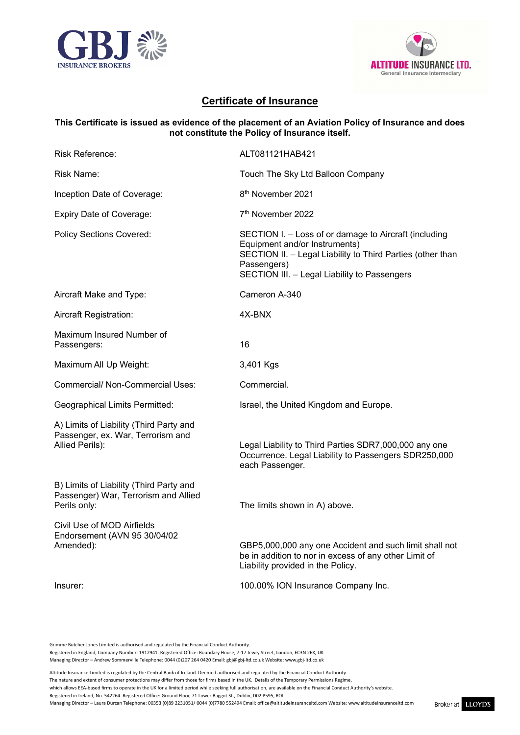GBJ INSURANCE BROKERS

ALTITUDE INSURANCE LTD.
General Insurance Intermediary

# Certificate of Insurance

**This Certificate is issued as evidence of the placement of an Aviation Policy of Insurance and does not constitute the Policy of Insurance itself.**

| | |
|---|---|
| Risk Reference: | ALT081121HAB421 |
| Risk Name: | Touch The Sky Ltd Balloon Company |
| Inception Date of Coverage: | 8th November 2021 |
| Expiry Date of Coverage: | 7th November 2022 |
| Policy Sections Covered: | SECTION I. – Loss of or damage to Aircraft (including Equipment and/or Instruments)<br>SECTION II. – Legal Liability to Third Parties (other than Passengers)<br>SECTION III. – Legal Liability to Passengers |
| Aircraft Make and Type: | Cameron A-340 |
| Aircraft Registration: | 4X-BNX |
| Maximum Insured Number of Passengers: | 16 |
| Maximum All Up Weight: | 3,401 Kgs |
| Commercial/ Non-Commercial Uses: | Commercial. |
| Geographical Limits Permitted: | Israel, the United Kingdom and Europe. |
| A) Limits of Liability (Third Party and Passenger, ex. War, Terrorism and Allied Perils): | Legal Liability to Third Parties SDR7,000,000 any one Occurrence. Legal Liability to Passengers SDR250,000 each Passenger. |
| B) Limits of Liability (Third Party and Passenger) War, Terrorism and Allied Perils only: | The limits shown in A) above. |
| Civil Use of MOD Airfields Endorsement (AVN 95 30/04/02 Amended): | GBP5,000,000 any one Accident and such limit shall not be in addition to nor in excess of any other Limit of Liability provided in the Policy. |
| Insurer: | 100.00% ION Insurance Company Inc. |

Grimme Butcher Jones Limited is authorised and regulated by the Financial Conduct Authority.
Registered in England, Company Number: 1912941. Registered Office: Boundary House, 7-17 Jewry Street, London, EC3N 2EX, UK
Managing Director – Andrew Sommerville Telephone: 0044 (0)207 264 0420 Email: gbj@gbj-ltd.co.uk Website: www.gbj-ltd.co.uk

Altitude Insurance Limited is regulated by the Central Bank of Ireland. Deemed authorised and regulated by the Financial Conduct Authority.
The nature and extent of consumer protections may differ from those for firms based in the UK. Details of the Temporary Permissions Regime, which allows EEA-based firms to operate in the UK for a limited period while seeking full authorisation, are available on the Financial Conduct Authority's website.
Registered in Ireland, No. 542264. Registered Office: Ground Floor, 71 Lower Baggot St., Dublin, D02 P595, ROI
Managing Director – Laura Durcan Telephone: 00353 (0)89 2231051/ 0044 (0)7780 552494 Email: office@altitudeinsuranceltd.com Website: www.altitudeinsuranceltd.com

Broker at LLOYD'S